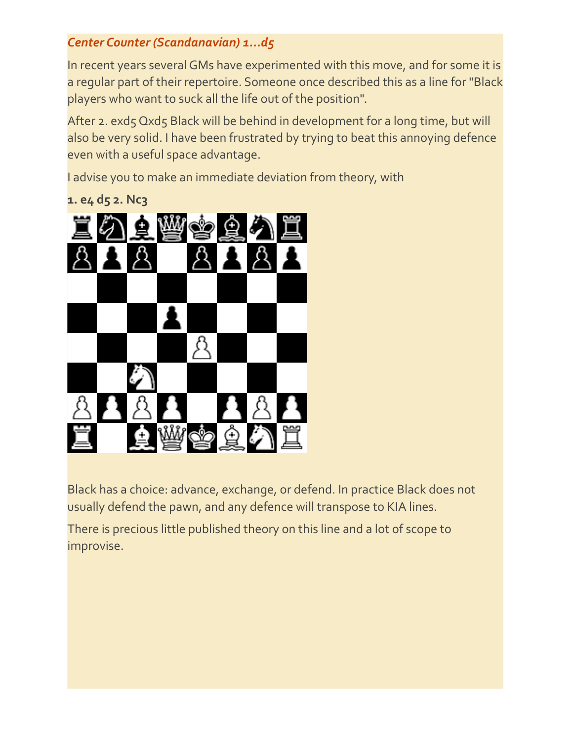*Center Counter (Scandanavian) 1...d5*

In recent years several GMs have experimented with this move, and for some it is a regular part of their repertoire. Someone once described this as a line for "Black players who want to suck all the life out of the position".

After 2. exd5 Qxd5 Black will be behind in development for a long time, but will also be very solid. I have been frustrated by trying to beat this annoying defence even with a useful space advantage.

I advise you to make an immediate deviation from theory, with

**1. e4 d5 2. Nc3**

Black has a choice: advance, exchange, or defend. In practice Black does not usually defend the pawn, and any defence will transpose to KIA lines.

There is precious little published theory on this line and a lot of scope to improvise.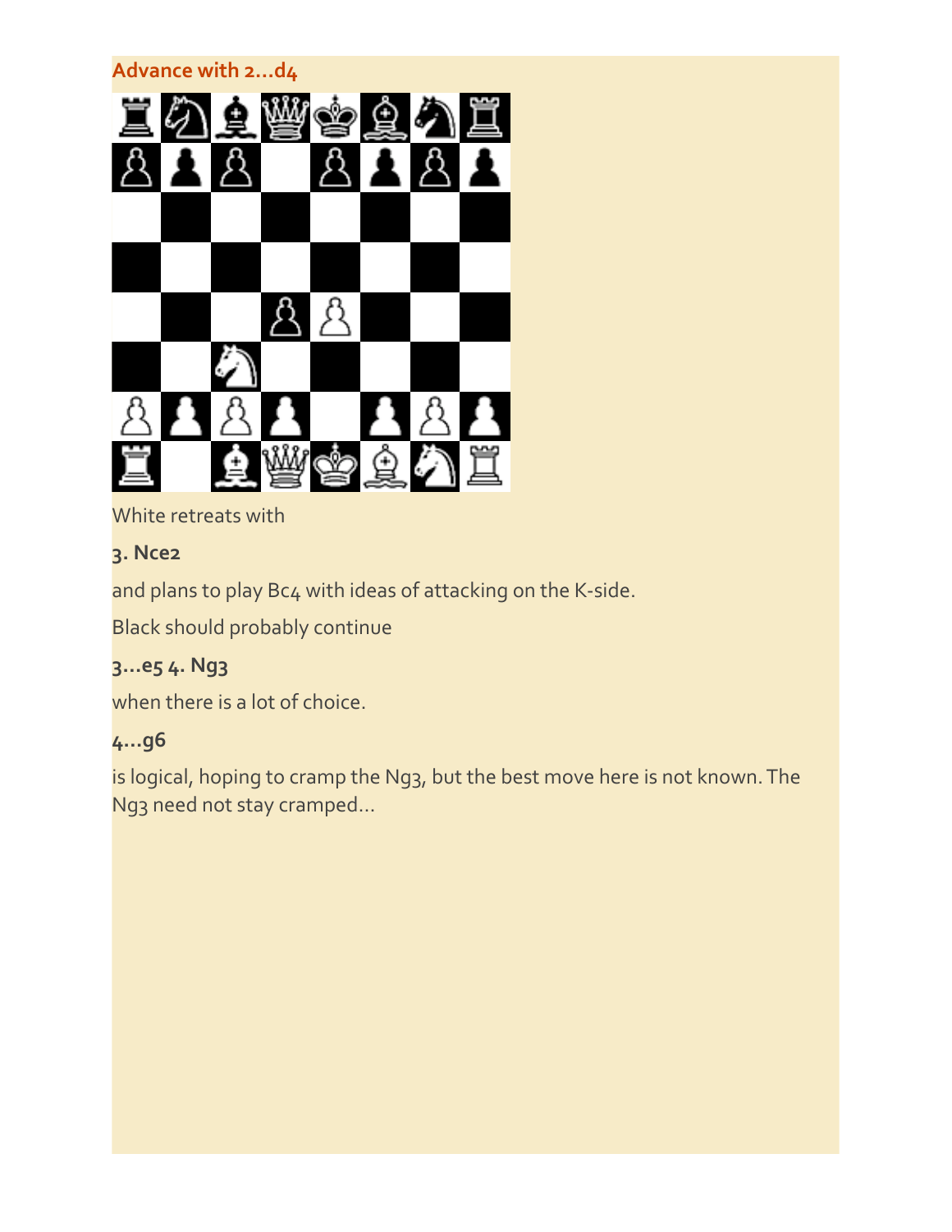### Advance with 2...d4

White retreats with

**3. Nce2**

and plans to play Bc4 with ideas of attacking on the K-side.

Black should probably continue

**3...e5 4. Ng3**

when there is a lot of choice.

**4...g6**

is logical, hoping to cramp the Ng3, but the best move here is not known. The Ng3 need not stay cramped...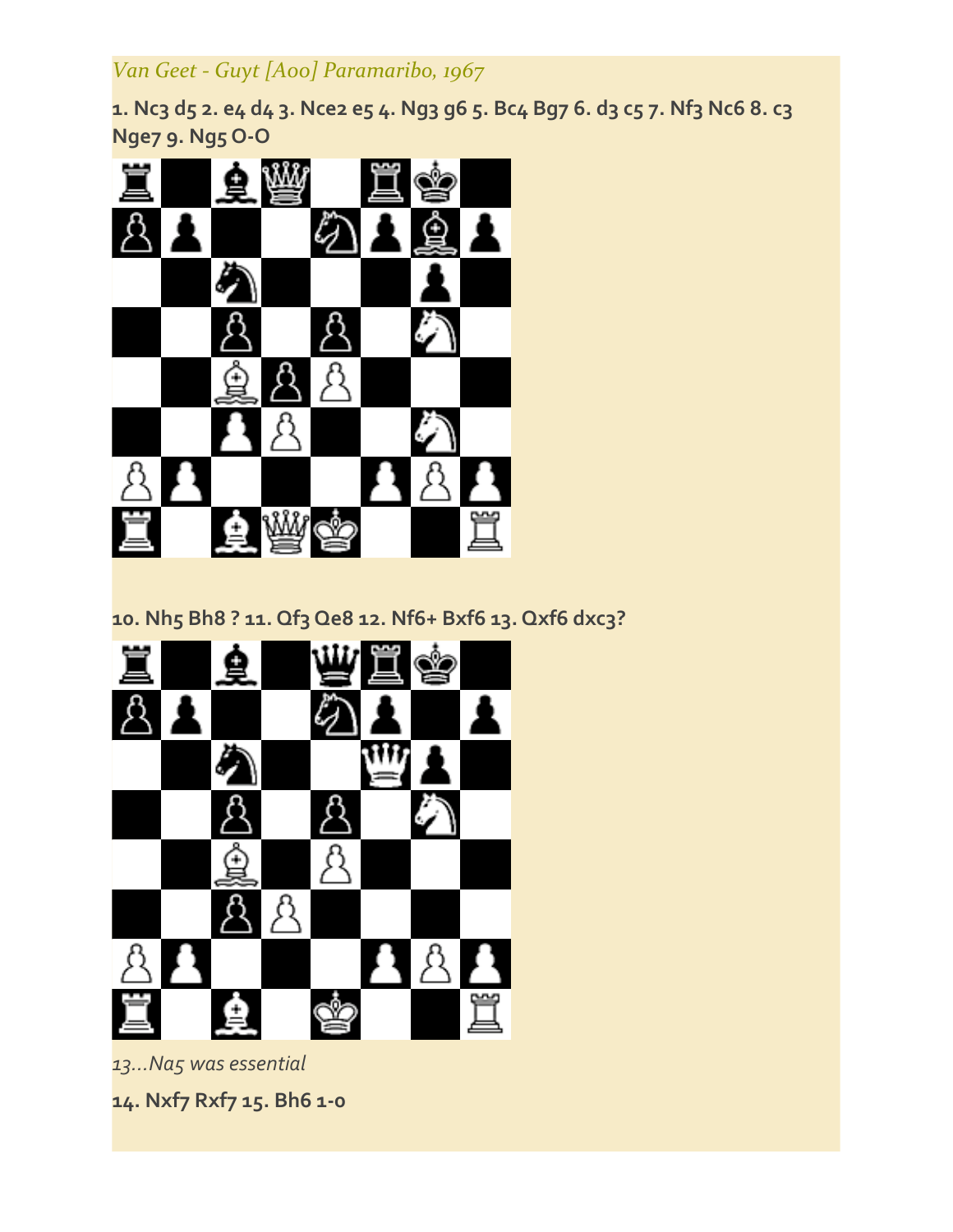*Van Geet - Guyt [A00] Paramaribo, 1967*

**1. Nc3 d5 2. e4 d4 3. Nce2 e5 4. Ng3 g6 5. Bc4 Bg7 6. d3 c5 7. Nf3 Nc6 8. c3 Nge7 9. Ng5 O-O**

**10. Nh5 Bh8 ? 11. Qf3 Qe8 12. Nf6+ Bxf6 13. Qxf6 dxc3?**

*13...Na5 was essential*

**14. Nxf7 Rxf7 15. Bh6 1-0**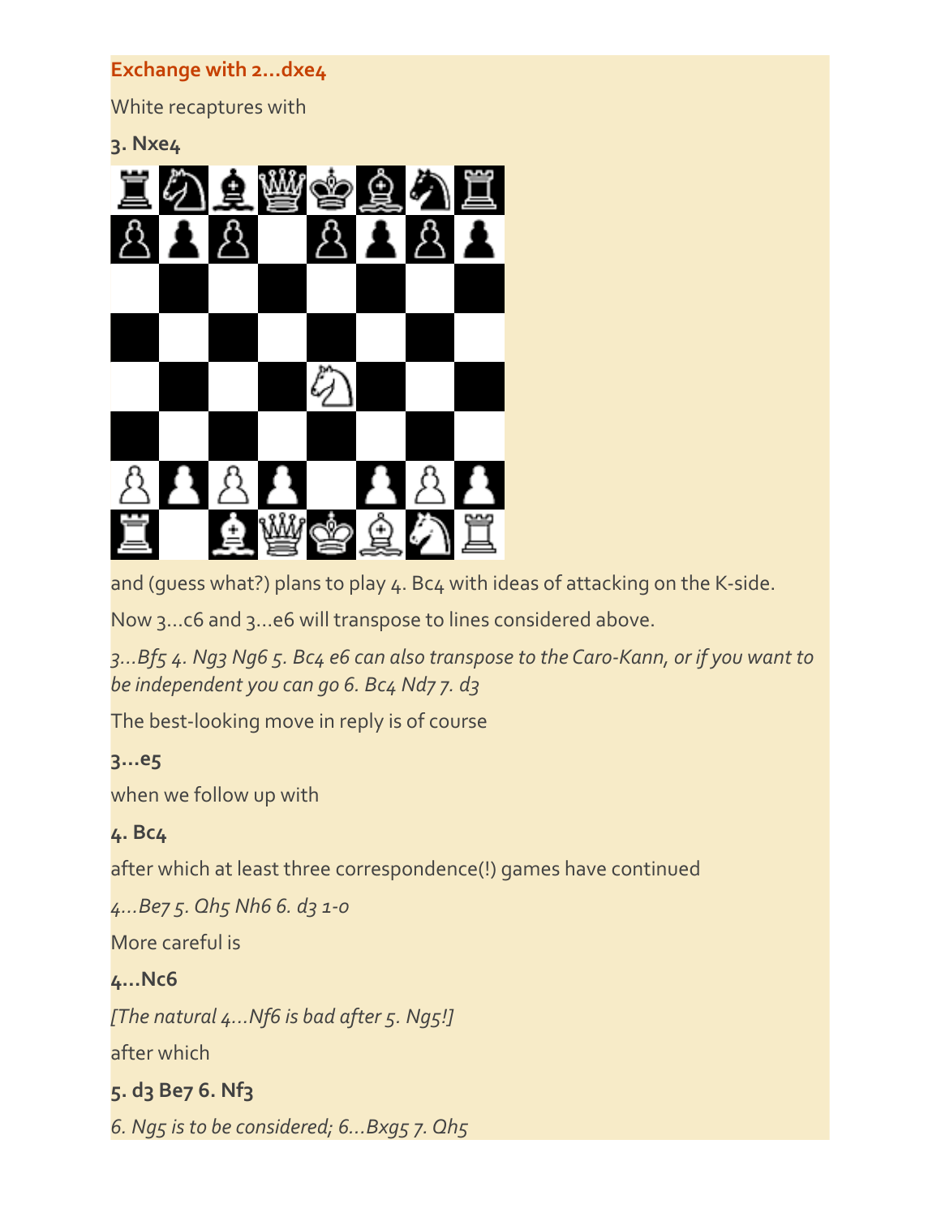## Exchange with 2...dxe4

White recaptures with

**3. Nxe4**

and (guess what?) plans to play 4. Bc4 with ideas of attacking on the K-side.

Now 3...c6 and 3...e6 will transpose to lines considered above.

*3...Bf5 4. Ng3 Ng6 5. Bc4 e6 can also transpose to the Caro-Kann, or if you want to be independent you can go 6. Bc4 Nd7 7. d3*

The best-looking move in reply is of course

**3...e5**

when we follow up with

**4. Bc4**

after which at least three correspondence(!) games have continued

*4...Be7 5. Qh5 Nh6 6. d3 1-0*

More careful is

**4...Nc6**

*[The natural 4...Nf6 is bad after 5. Ng5!]*

after which

**5. d3 Be7 6. Nf3**

*6. Ng5 is to be considered; 6...Bxg5 7. Qh5*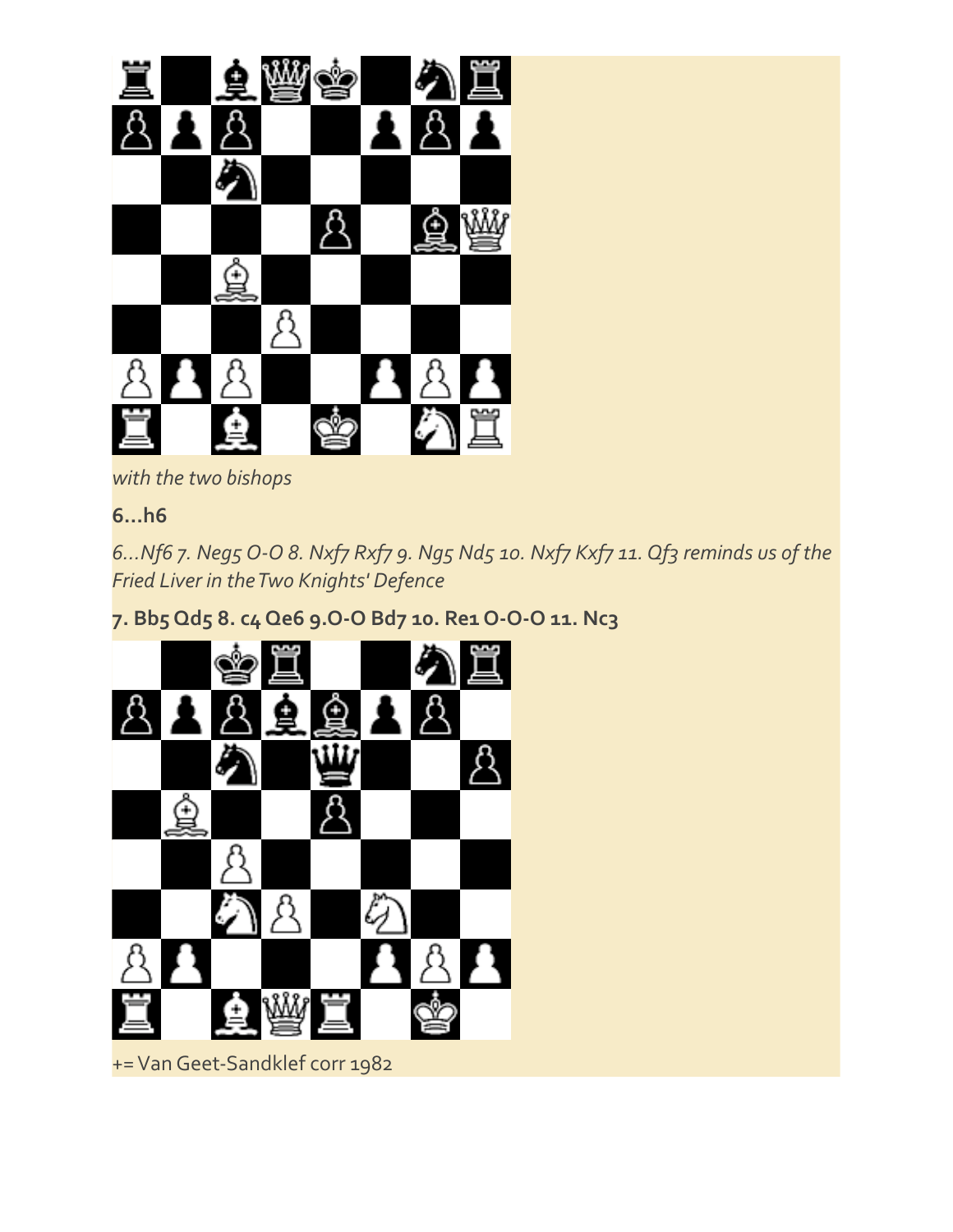*with the two bishops*

**6...h6**

*6...Nf6 7. Neg5 O-O 8. Nxf7 Rxf7 9. Ng5 Nd5 10. Nxf7 Kxf7 11. Qf3 reminds us of the Fried Liver in the Two Knights' Defence*

**7. Bb5 Qd5 8. c4 Qe6 9.O-O Bd7 10. Re1 O-O-O 11. Nc3**

+= Van Geet-Sandklef corr 1982